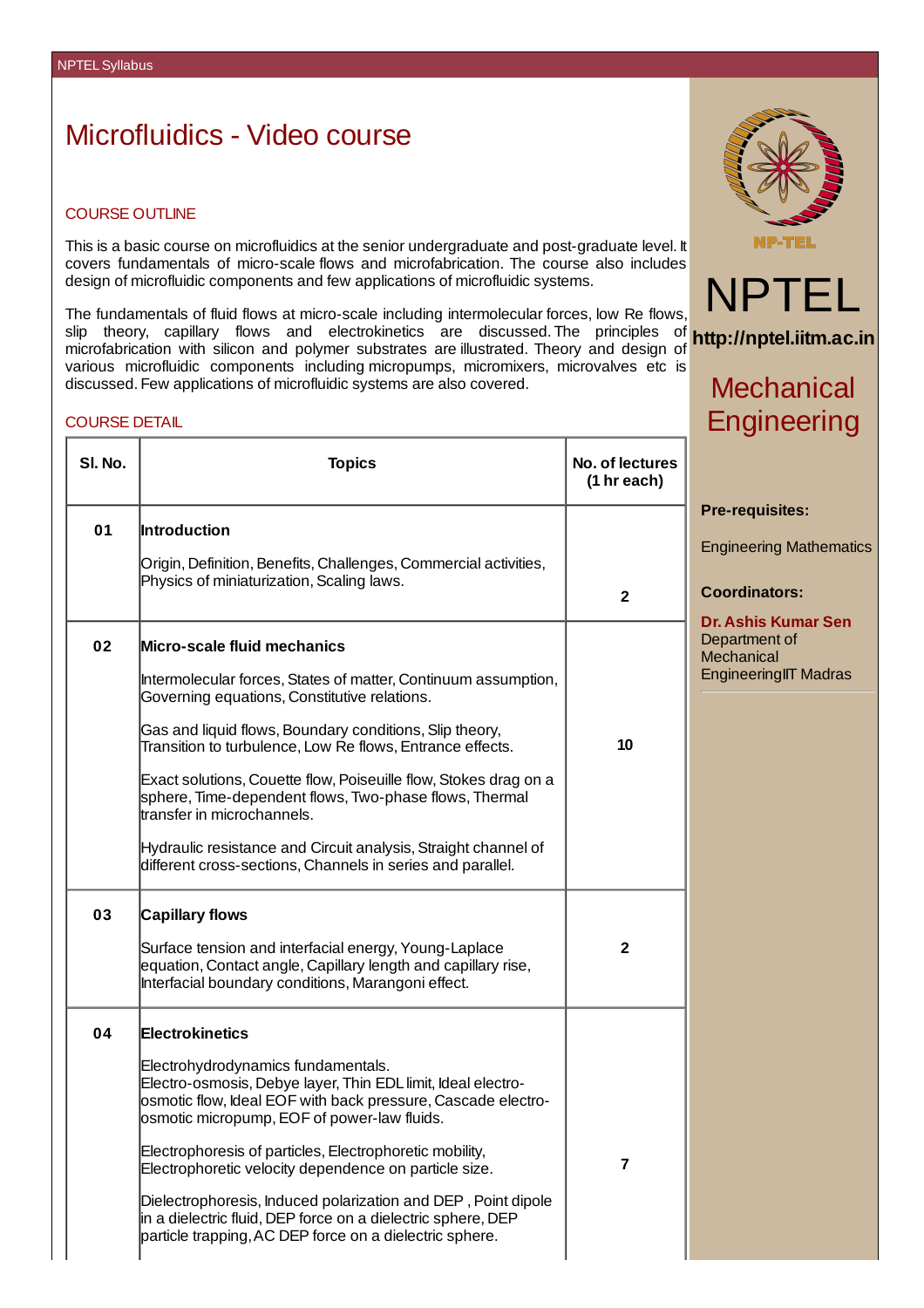# Microfluidics - Video course

## COURSE OUTLINE

This is a basic course on microfluidics at the senior undergraduate and post-graduate level. It covers fundamentals of micro-scale flows and microfabrication. The course also includes design of microfluidic components and few applications of microfluidic systems.

The fundamentals of fluid flows at micro-scale including intermolecular forces, low Re flows, slip theory, capillary flows and electrokinetics are discussed. The principles of microfabrication with silicon and polymer substrates are illustrated. Theory and design of various microfluidic components including micropumps, micromixers, microvalves etc is discussed. Few applications of microfluidic systems are also covered.

## COURSE DETAIL

| Sl. No. | Topics | No. of lectures (1 hr each) |
|---|---|---|
| 01 | **Introduction**<br><br>Origin, Definition, Benefits, Challenges, Commercial activities, Physics of miniaturization, Scaling laws. | 2 |
| 02 | **Micro-scale fluid mechanics**<br><br>Intermolecular forces, States of matter, Continuum assumption, Governing equations, Constitutive relations.<br><br>Gas and liquid flows, Boundary conditions, Slip theory, Transition to turbulence, Low Re flows, Entrance effects.<br><br>Exact solutions, Couette flow, Poiseuille flow, Stokes drag on a sphere, Time-dependent flows, Two-phase flows, Thermal transfer in microchannels.<br><br>Hydraulic resistance and Circuit analysis, Straight channel of different cross-sections, Channels in series and parallel. | 10 |
| 03 | **Capillary flows**<br><br>Surface tension and interfacial energy, Young-Laplace equation, Contact angle, Capillary length and capillary rise, Interfacial boundary conditions, Marangoni effect. | 2 |
| 04 | **Electrokinetics**<br><br>Electrohydrodynamics fundamentals.<br>Electro-osmosis, Debye layer, Thin EDL limit, Ideal electro-osmotic flow, Ideal EOF with back pressure, Cascade electro-osmotic micropump, EOF of power-law fluids.<br><br>Electrophoresis of particles, Electrophoretic mobility, Electrophoretic velocity dependence on particle size.<br><br>Dielectrophoresis, Induced polarization and DEP , Point dipole in a dielectric fluid, DEP force on a dielectric sphere, DEP particle trapping, AC DEP force on a dielectric sphere. | 7 |

NPTEL

http://nptel.iitm.ac.in

## Mechanical Engineering

**Pre-requisites:**

Engineering Mathematics

**Coordinators:**

**Dr. Ashis Kumar Sen**
Department of Mechanical Engineering
IIT Madras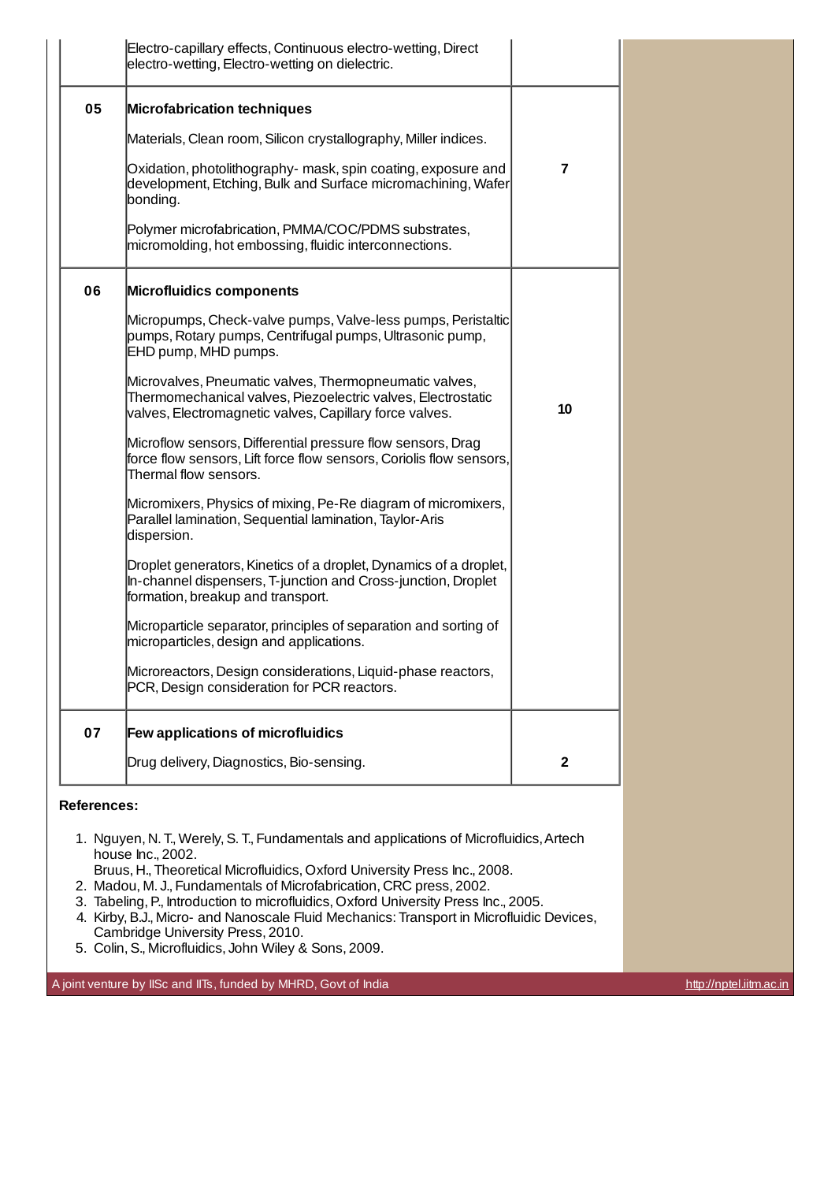| | | |
|---|---|---|
| | Electro-capillary effects, Continuous electro-wetting, Direct electro-wetting, Electro-wetting on dielectric. | |
| 05 | **Microfabrication techniques**<br><br>Materials, Clean room, Silicon crystallography, Miller indices.<br><br>Oxidation, photolithography- mask, spin coating, exposure and development, Etching, Bulk and Surface micromachining, Wafer bonding.<br><br>Polymer microfabrication, PMMA/COC/PDMS substrates, micromolding, hot embossing, fluidic interconnections. | **7** |
| 06 | **Microfluidics components**<br><br>Micropumps, Check-valve pumps, Valve-less pumps, Peristaltic pumps, Rotary pumps, Centrifugal pumps, Ultrasonic pump, EHD pump, MHD pumps.<br><br>Microvalves, Pneumatic valves, Thermopneumatic valves, Thermomechanical valves, Piezoelectric valves, Electrostatic valves, Electromagnetic valves, Capillary force valves.<br><br>Microflow sensors, Differential pressure flow sensors, Drag force flow sensors, Lift force flow sensors, Coriolis flow sensors, Thermal flow sensors.<br><br>Micromixers, Physics of mixing, Pe-Re diagram of micromixers, Parallel lamination, Sequential lamination, Taylor-Aris dispersion.<br><br>Droplet generators, Kinetics of a droplet, Dynamics of a droplet, In-channel dispensers, T-junction and Cross-junction, Droplet formation, breakup and transport.<br><br>Microparticle separator, principles of separation and sorting of microparticles, design and applications.<br><br>Microreactors, Design considerations, Liquid-phase reactors, PCR, Design consideration for PCR reactors. | **10** |
| 07 | **Few applications of microfluidics**<br><br>Drug delivery, Diagnostics, Bio-sensing. | **2** |

**References:**

1. Nguyen, N. T., Werely, S. T., Fundamentals and applications of Microfluidics, Artech house Inc., 2002.
   Bruus, H., Theoretical Microfluidics, Oxford University Press Inc., 2008.
2. Madou, M. J., Fundamentals of Microfabrication, CRC press, 2002.
3. Tabeling, P., Introduction to microfluidics, Oxford University Press Inc., 2005.
4. Kirby, B.J., Micro- and Nanoscale Fluid Mechanics: Transport in Microfluidic Devices, Cambridge University Press, 2010.
5. Colin, S., Microfluidics, John Wiley & Sons, 2009.